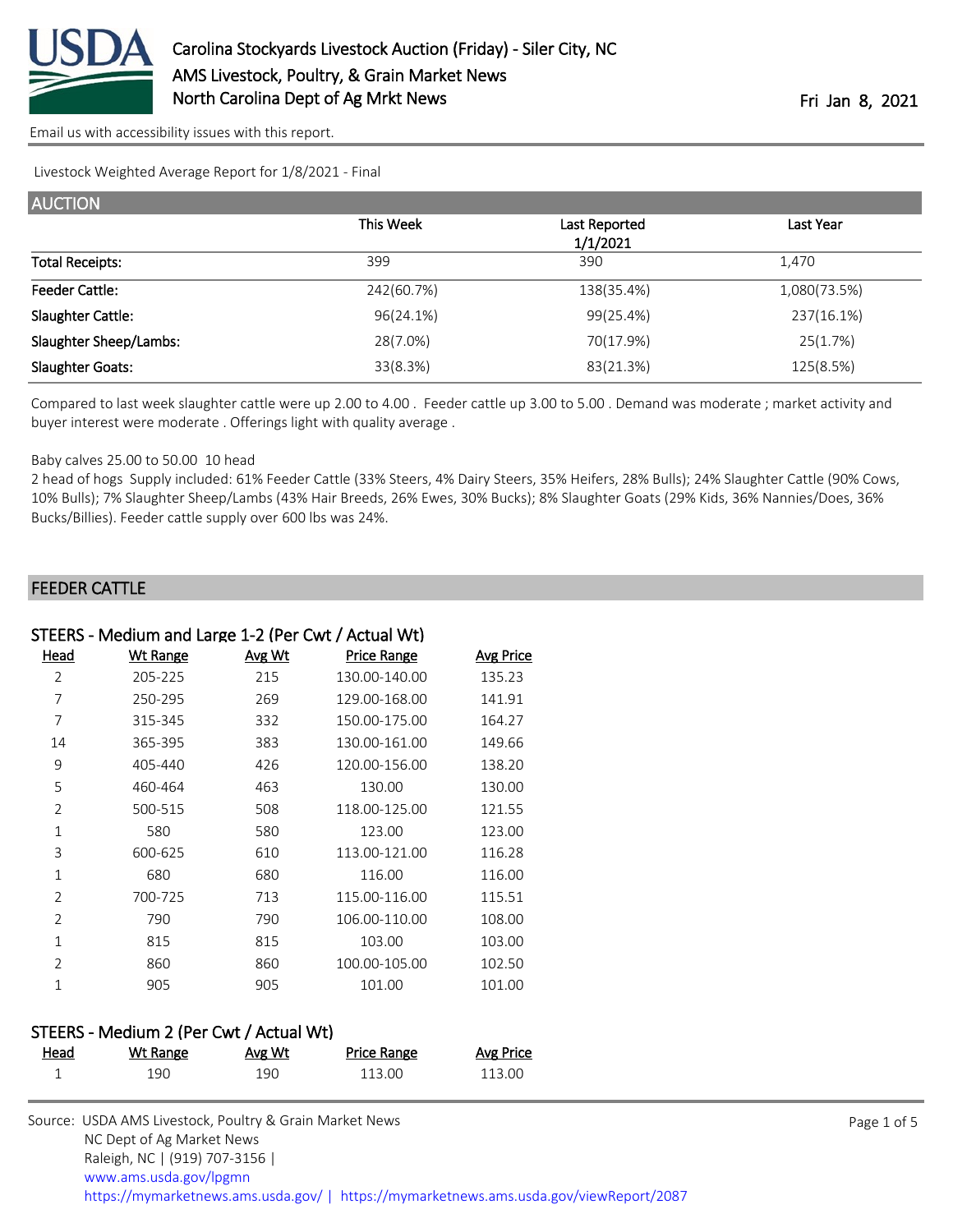# Carolina Stockyards Livestock Auction (Friday) - Siler City, NC

AMS Livestock, Poultry, & Grain Market News
North Carolina Dept of Ag Mrkt News

Fri Jan 8, 2021

Email us with accessibility issues with this report.

Livestock Weighted Average Report for 1/8/2021 - Final

## AUCTION

| | This Week | Last Reported 1/1/2021 | Last Year |
|---|---|---|---|
| Total Receipts: | 399 | 390 | 1,470 |
| Feeder Cattle: | 242(60.7%) | 138(35.4%) | 1,080(73.5%) |
| Slaughter Cattle: | 96(24.1%) | 99(25.4%) | 237(16.1%) |
| Slaughter Sheep/Lambs: | 28(7.0%) | 70(17.9%) | 25(1.7%) |
| Slaughter Goats: | 33(8.3%) | 83(21.3%) | 125(8.5%) |

Compared to last week slaughter cattle were up 2.00 to 4.00 . Feeder cattle up 3.00 to 5.00 . Demand was moderate ; market activity and buyer interest were moderate . Offerings light with quality average .

Baby calves 25.00 to 50.00 10 head

2 head of hogs Supply included: 61% Feeder Cattle (33% Steers, 4% Dairy Steers, 35% Heifers, 28% Bulls); 24% Slaughter Cattle (90% Cows, 10% Bulls); 7% Slaughter Sheep/Lambs (43% Hair Breeds, 26% Ewes, 30% Bucks); 8% Slaughter Goats (29% Kids, 36% Nannies/Does, 36% Bucks/Billies). Feeder cattle supply over 600 lbs was 24%.

## FEEDER CATTLE

### STEERS - Medium and Large 1-2 (Per Cwt / Actual Wt)

| Head | Wt Range | Avg Wt | Price Range | Avg Price |
|---|---|---|---|---|
| 2 | 205-225 | 215 | 130.00-140.00 | 135.23 |
| 7 | 250-295 | 269 | 129.00-168.00 | 141.91 |
| 7 | 315-345 | 332 | 150.00-175.00 | 164.27 |
| 14 | 365-395 | 383 | 130.00-161.00 | 149.66 |
| 9 | 405-440 | 426 | 120.00-156.00 | 138.20 |
| 5 | 460-464 | 463 | 130.00 | 130.00 |
| 2 | 500-515 | 508 | 118.00-125.00 | 121.55 |
| 1 | 580 | 580 | 123.00 | 123.00 |
| 3 | 600-625 | 610 | 113.00-121.00 | 116.28 |
| 1 | 680 | 680 | 116.00 | 116.00 |
| 2 | 700-725 | 713 | 115.00-116.00 | 115.51 |
| 2 | 790 | 790 | 106.00-110.00 | 108.00 |
| 1 | 815 | 815 | 103.00 | 103.00 |
| 2 | 860 | 860 | 100.00-105.00 | 102.50 |
| 1 | 905 | 905 | 101.00 | 101.00 |

### STEERS - Medium 2 (Per Cwt / Actual Wt)

| Head | Wt Range | Avg Wt | Price Range | Avg Price |
|---|---|---|---|---|
| 1 | 190 | 190 | 113.00 | 113.00 |

Source: USDA AMS Livestock, Poultry & Grain Market News
NC Dept of Ag Market News
Raleigh, NC | (919) 707-3156 |
www.ams.usda.gov/lpgmn
https://mymarketnews.ams.usda.gov/ | https://mymarketnews.ams.usda.gov/viewReport/2087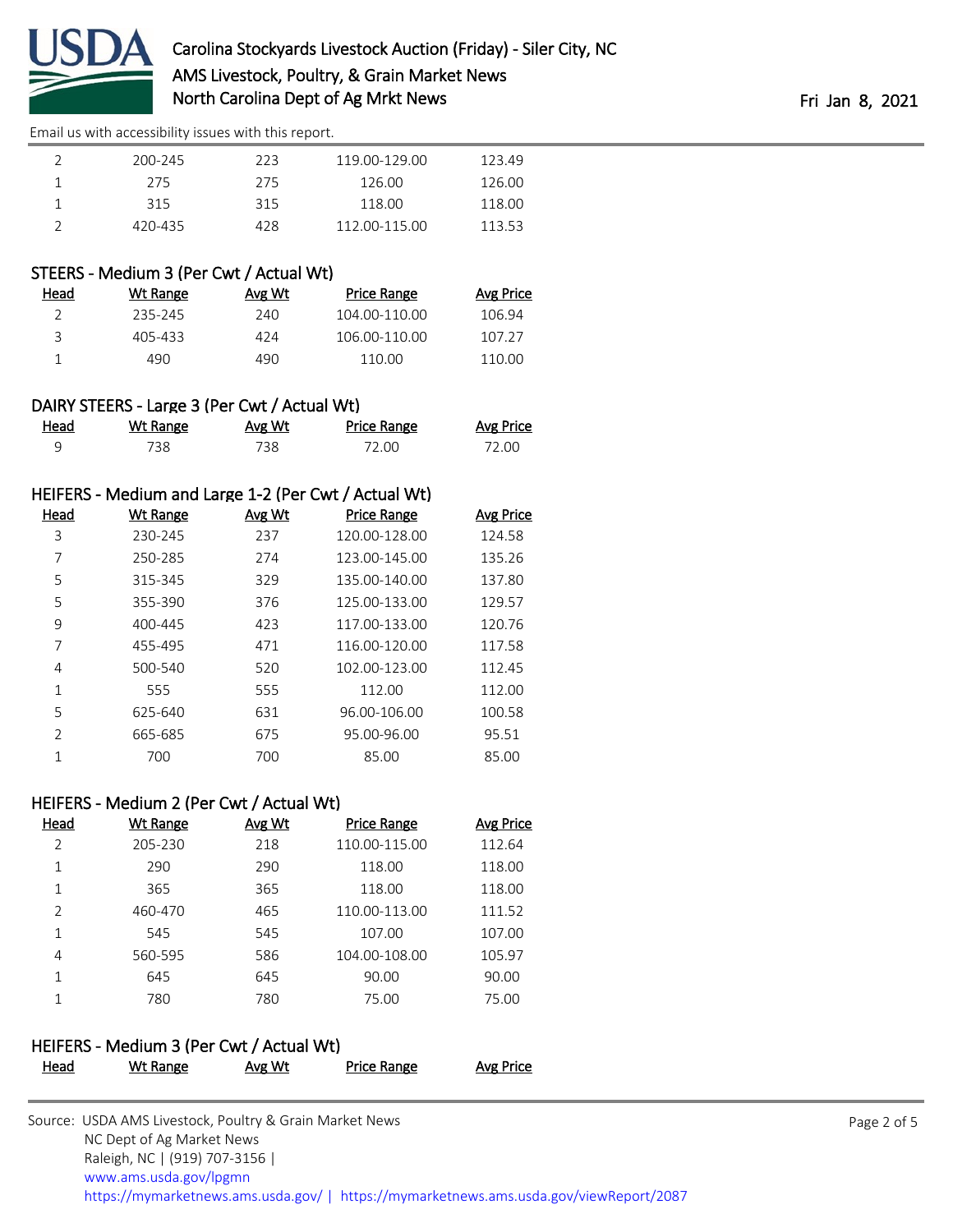| Head | Wt Range | Avg Wt | Price Range | Avg Price |
|---|---|---|---|---|
| 2 | 200-245 | 223 | 119.00-129.00 | 123.49 |
| 1 | 275 | 275 | 126.00 | 126.00 |
| 1 | 315 | 315 | 118.00 | 118.00 |
| 2 | 420-435 | 428 | 112.00-115.00 | 113.53 |

### STEERS - Medium 3 (Per Cwt / Actual Wt)

| Head | Wt Range | Avg Wt | Price Range | Avg Price |
|---|---|---|---|---|
| 2 | 235-245 | 240 | 104.00-110.00 | 106.94 |
| 3 | 405-433 | 424 | 106.00-110.00 | 107.27 |
| 1 | 490 | 490 | 110.00 | 110.00 |

### DAIRY STEERS - Large 3 (Per Cwt / Actual Wt)

| Head | Wt Range | Avg Wt | Price Range | Avg Price |
|---|---|---|---|---|
| 9 | 738 | 738 | 72.00 | 72.00 |

### HEIFERS - Medium and Large 1-2 (Per Cwt / Actual Wt)

| Head | Wt Range | Avg Wt | Price Range | Avg Price |
|---|---|---|---|---|
| 3 | 230-245 | 237 | 120.00-128.00 | 124.58 |
| 7 | 250-285 | 274 | 123.00-145.00 | 135.26 |
| 5 | 315-345 | 329 | 135.00-140.00 | 137.80 |
| 5 | 355-390 | 376 | 125.00-133.00 | 129.57 |
| 9 | 400-445 | 423 | 117.00-133.00 | 120.76 |
| 7 | 455-495 | 471 | 116.00-120.00 | 117.58 |
| 4 | 500-540 | 520 | 102.00-123.00 | 112.45 |
| 1 | 555 | 555 | 112.00 | 112.00 |
| 5 | 625-640 | 631 | 96.00-106.00 | 100.58 |
| 2 | 665-685 | 675 | 95.00-96.00 | 95.51 |
| 1 | 700 | 700 | 85.00 | 85.00 |

### HEIFERS - Medium 2 (Per Cwt / Actual Wt)

| Head | Wt Range | Avg Wt | Price Range | Avg Price |
|---|---|---|---|---|
| 2 | 205-230 | 218 | 110.00-115.00 | 112.64 |
| 1 | 290 | 290 | 118.00 | 118.00 |
| 1 | 365 | 365 | 118.00 | 118.00 |
| 2 | 460-470 | 465 | 110.00-113.00 | 111.52 |
| 1 | 545 | 545 | 107.00 | 107.00 |
| 4 | 560-595 | 586 | 104.00-108.00 | 105.97 |
| 1 | 645 | 645 | 90.00 | 90.00 |
| 1 | 780 | 780 | 75.00 | 75.00 |

### HEIFERS - Medium 3 (Per Cwt / Actual Wt)

| Head | Wt Range | Avg Wt | Price Range | Avg Price |
|---|---|---|---|---|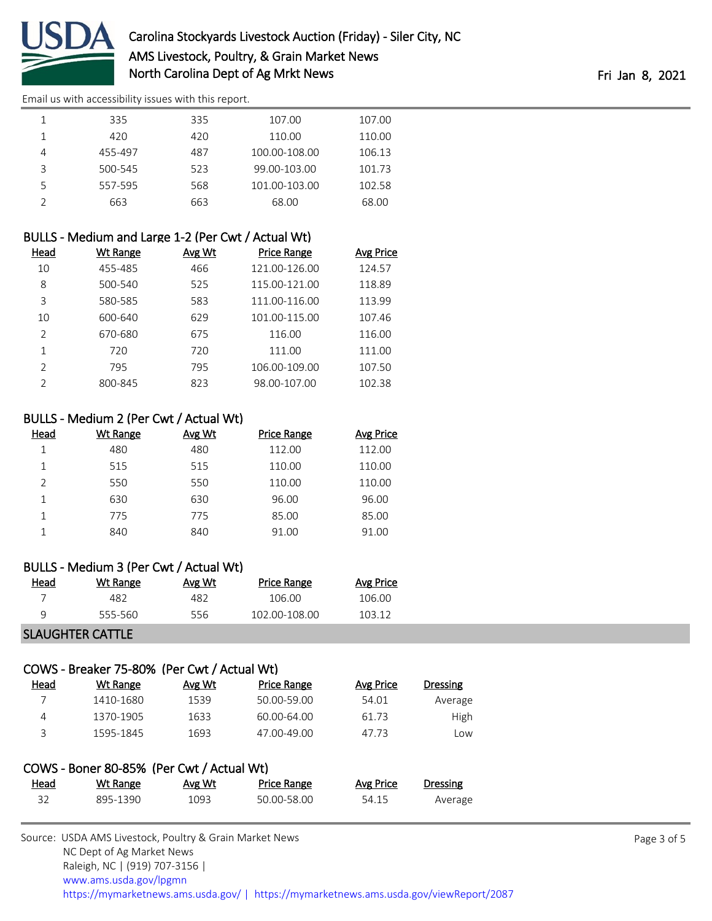| Head | Wt Range | Avg Wt | Price Range | Avg Price |
|---|---|---|---|---|
| 1 | 335 | 335 | 107.00 | 107.00 |
| 1 | 420 | 420 | 110.00 | 110.00 |
| 4 | 455-497 | 487 | 100.00-108.00 | 106.13 |
| 3 | 500-545 | 523 | 99.00-103.00 | 101.73 |
| 5 | 557-595 | 568 | 101.00-103.00 | 102.58 |
| 2 | 663 | 663 | 68.00 | 68.00 |

### BULLS - Medium and Large 1-2 (Per Cwt / Actual Wt)

| Head | Wt Range | Avg Wt | Price Range | Avg Price |
|---|---|---|---|---|
| 10 | 455-485 | 466 | 121.00-126.00 | 124.57 |
| 8 | 500-540 | 525 | 115.00-121.00 | 118.89 |
| 3 | 580-585 | 583 | 111.00-116.00 | 113.99 |
| 10 | 600-640 | 629 | 101.00-115.00 | 107.46 |
| 2 | 670-680 | 675 | 116.00 | 116.00 |
| 1 | 720 | 720 | 111.00 | 111.00 |
| 2 | 795 | 795 | 106.00-109.00 | 107.50 |
| 2 | 800-845 | 823 | 98.00-107.00 | 102.38 |

### BULLS - Medium 2 (Per Cwt / Actual Wt)

| Head | Wt Range | Avg Wt | Price Range | Avg Price |
|---|---|---|---|---|
| 1 | 480 | 480 | 112.00 | 112.00 |
| 1 | 515 | 515 | 110.00 | 110.00 |
| 2 | 550 | 550 | 110.00 | 110.00 |
| 1 | 630 | 630 | 96.00 | 96.00 |
| 1 | 775 | 775 | 85.00 | 85.00 |
| 1 | 840 | 840 | 91.00 | 91.00 |

### BULLS - Medium 3 (Per Cwt / Actual Wt)

| Head | Wt Range | Avg Wt | Price Range | Avg Price |
|---|---|---|---|---|
| 7 | 482 | 482 | 106.00 | 106.00 |
| 9 | 555-560 | 556 | 102.00-108.00 | 103.12 |

## SLAUGHTER CATTLE

### COWS - Breaker 75-80% (Per Cwt / Actual Wt)

| Head | Wt Range | Avg Wt | Price Range | Avg Price | Dressing |
|---|---|---|---|---|---|
| 7 | 1410-1680 | 1539 | 50.00-59.00 | 54.01 | Average |
| 4 | 1370-1905 | 1633 | 60.00-64.00 | 61.73 | High |
| 3 | 1595-1845 | 1693 | 47.00-49.00 | 47.73 | Low |

### COWS - Boner 80-85% (Per Cwt / Actual Wt)

| Head | Wt Range | Avg Wt | Price Range | Avg Price | Dressing |
|---|---|---|---|---|---|
| 32 | 895-1390 | 1093 | 50.00-58.00 | 54.15 | Average |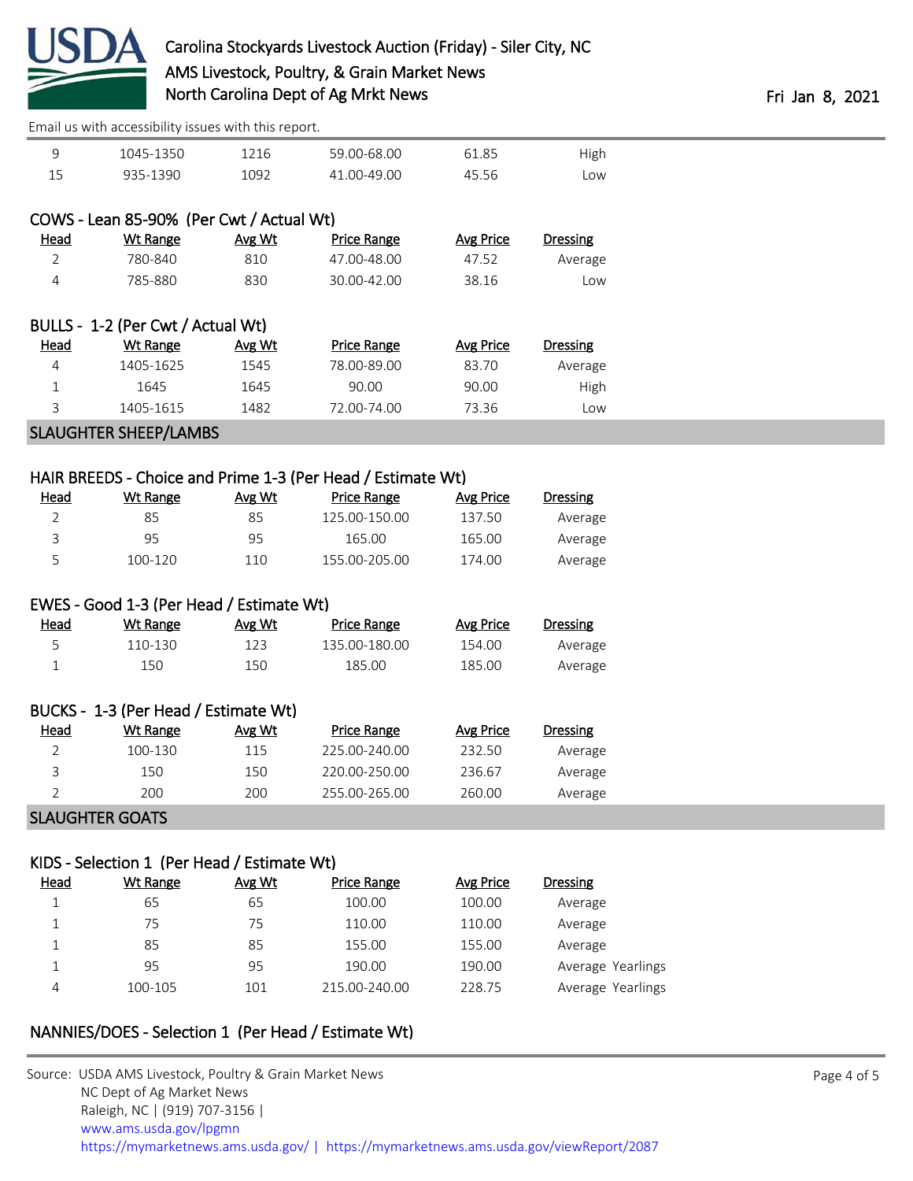| Head | Wt Range | Avg Wt | Price Range | Avg Price | Dressing |
|---|---|---|---|---|---|
| 9 | 1045-1350 | 1216 | 59.00-68.00 | 61.85 | High |
| 15 | 935-1390 | 1092 | 41.00-49.00 | 45.56 | Low |

### COWS - Lean 85-90% (Per Cwt / Actual Wt)

| Head | Wt Range | Avg Wt | Price Range | Avg Price | Dressing |
|---|---|---|---|---|---|
| 2 | 780-840 | 810 | 47.00-48.00 | 47.52 | Average |
| 4 | 785-880 | 830 | 30.00-42.00 | 38.16 | Low |

### BULLS - 1-2 (Per Cwt / Actual Wt)

| Head | Wt Range | Avg Wt | Price Range | Avg Price | Dressing |
|---|---|---|---|---|---|
| 4 | 1405-1625 | 1545 | 78.00-89.00 | 83.70 | Average |
| 1 | 1645 | 1645 | 90.00 | 90.00 | High |
| 3 | 1405-1615 | 1482 | 72.00-74.00 | 73.36 | Low |

## SLAUGHTER SHEEP/LAMBS

### HAIR BREEDS - Choice and Prime 1-3 (Per Head / Estimate Wt)

| Head | Wt Range | Avg Wt | Price Range | Avg Price | Dressing |
|---|---|---|---|---|---|
| 2 | 85 | 85 | 125.00-150.00 | 137.50 | Average |
| 3 | 95 | 95 | 165.00 | 165.00 | Average |
| 5 | 100-120 | 110 | 155.00-205.00 | 174.00 | Average |

### EWES - Good 1-3 (Per Head / Estimate Wt)

| Head | Wt Range | Avg Wt | Price Range | Avg Price | Dressing |
|---|---|---|---|---|---|
| 5 | 110-130 | 123 | 135.00-180.00 | 154.00 | Average |
| 1 | 150 | 150 | 185.00 | 185.00 | Average |

### BUCKS - 1-3 (Per Head / Estimate Wt)

| Head | Wt Range | Avg Wt | Price Range | Avg Price | Dressing |
|---|---|---|---|---|---|
| 2 | 100-130 | 115 | 225.00-240.00 | 232.50 | Average |
| 3 | 150 | 150 | 220.00-250.00 | 236.67 | Average |
| 2 | 200 | 200 | 255.00-265.00 | 260.00 | Average |

## SLAUGHTER GOATS

### KIDS - Selection 1 (Per Head / Estimate Wt)

| Head | Wt Range | Avg Wt | Price Range | Avg Price | Dressing |
|---|---|---|---|---|---|
| 1 | 65 | 65 | 100.00 | 100.00 | Average |
| 1 | 75 | 75 | 110.00 | 110.00 | Average |
| 1 | 85 | 85 | 155.00 | 155.00 | Average |
| 1 | 95 | 95 | 190.00 | 190.00 | Average Yearlings |
| 4 | 100-105 | 101 | 215.00-240.00 | 228.75 | Average Yearlings |

### NANNIES/DOES - Selection 1 (Per Head / Estimate Wt)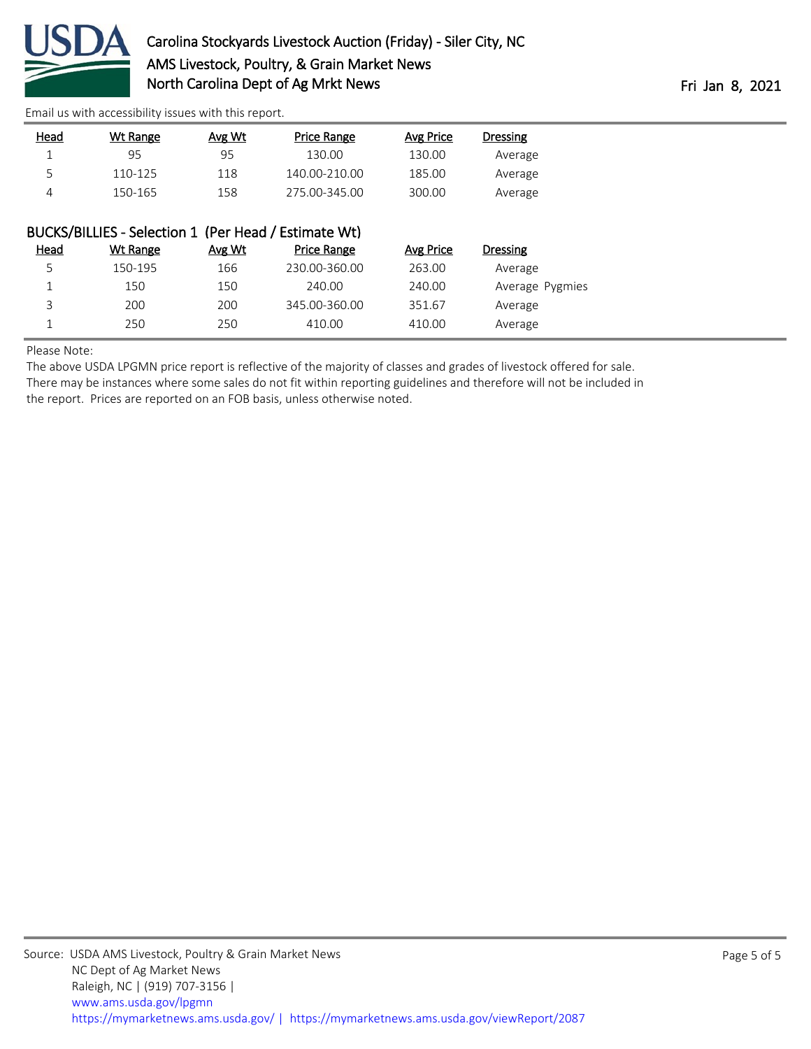Email us with accessibility issues with this report.

| Head | Wt Range | Avg Wt | Price Range | Avg Price | Dressing |
|---|---|---|---|---|---|
| 1 | 95 | 95 | 130.00 | 130.00 | Average |
| 5 | 110-125 | 118 | 140.00-210.00 | 185.00 | Average |
| 4 | 150-165 | 158 | 275.00-345.00 | 300.00 | Average |

### BUCKS/BILLIES - Selection 1 (Per Head / Estimate Wt)

| Head | Wt Range | Avg Wt | Price Range | Avg Price | Dressing |
|---|---|---|---|---|---|
| 5 | 150-195 | 166 | 230.00-360.00 | 263.00 | Average |
| 1 | 150 | 150 | 240.00 | 240.00 | Average Pygmies |
| 3 | 200 | 200 | 345.00-360.00 | 351.67 | Average |
| 1 | 250 | 250 | 410.00 | 410.00 | Average |

Please Note:
The above USDA LPGMN price report is reflective of the majority of classes and grades of livestock offered for sale. There may be instances where some sales do not fit within reporting guidelines and therefore will not be included in the report. Prices are reported on an FOB basis, unless otherwise noted.

Source: USDA AMS Livestock, Poultry & Grain Market News
NC Dept of Ag Market News
Raleigh, NC | (919) 707-3156 |
www.ams.usda.gov/lpgmn
https://mymarketnews.ams.usda.gov/ | https://mymarketnews.ams.usda.gov/viewReport/2087